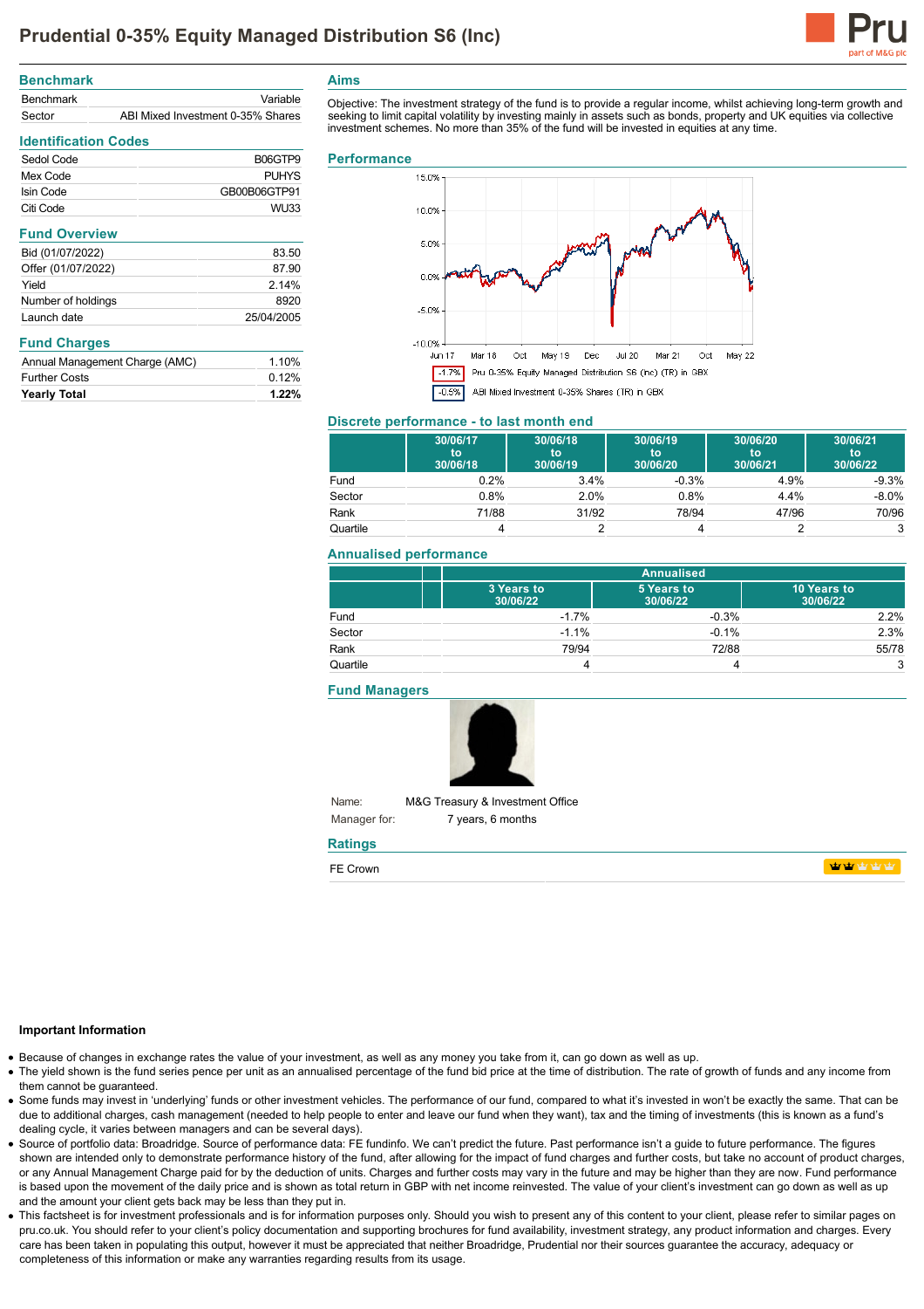# Prudential 0-35% Equity Managed Distribution S6 (Inc)

## Benchmark

| | |
|---|---|
| Benchmark | Variable |
| Sector | ABI Mixed Investment 0-35% Shares |

## Identification Codes

| | |
|---|---|
| Sedol Code | B06GTP9 |
| Mex Code | PUHYS |
| Isin Code | GB00B06GTP91 |
| Citi Code | WU33 |

## Fund Overview

| | |
|---|---|
| Bid (01/07/2022) | 83.50 |
| Offer (01/07/2022) | 87.90 |
| Yield | 2.14% |
| Number of holdings | 8920 |
| Launch date | 25/04/2005 |

## Fund Charges

| | |
|---|---|
| Annual Management Charge (AMC) | 1.10% |
| Further Costs | 0.12% |
| **Yearly Total** | **1.22%** |

## Aims

Objective: The investment strategy of the fund is to provide a regular income, whilst achieving long-term growth and seeking to limit capital volatility by investing mainly in assets such as bonds, property and UK equities via collective investment schemes. No more than 35% of the fund will be invested in equities at any time.

## Performance

-1.7% Pru 0-35% Equity Managed Distribution S6 (Inc) (TR) in GBX

-0.5% ABI Mixed Investment 0-35% Shares (TR) in GBX

## Discrete performance - to last month end

| | 30/06/17 to 30/06/18 | 30/06/18 to 30/06/19 | 30/06/19 to 30/06/20 | 30/06/20 to 30/06/21 | 30/06/21 to 30/06/22 |
|---|---|---|---|---|---|
| Fund | 0.2% | 3.4% | -0.3% | 4.9% | -9.3% |
| Sector | 0.8% | 2.0% | 0.8% | 4.4% | -8.0% |
| Rank | 71/88 | 31/92 | 78/94 | 47/96 | 70/96 |
| Quartile | 4 | 2 | 4 | 2 | 3 |

## Annualised performance

| | Annualised | | |
|---|---|---|---|
| | 3 Years to 30/06/22 | 5 Years to 30/06/22 | 10 Years to 30/06/22 |
| Fund | -1.7% | -0.3% | 2.2% |
| Sector | -1.1% | -0.1% | 2.3% |
| Rank | 79/94 | 72/88 | 55/78 |
| Quartile | 4 | 4 | 3 |

## Fund Managers

Name: M&G Treasury & Investment Office

Manager for: 7 years, 6 months

## Ratings

FE Crown

### Important Information

- Because of changes in exchange rates the value of your investment, as well as any money you take from it, can go down as well as up.
- The yield shown is the fund series pence per unit as an annualised percentage of the fund bid price at the time of distribution. The rate of growth of funds and any income from them cannot be guaranteed.
- Some funds may invest in 'underlying' funds or other investment vehicles. The performance of our fund, compared to what it's invested in won't be exactly the same. That can be due to additional charges, cash management (needed to help people to enter and leave our fund when they want), tax and the timing of investments (this is known as a fund's dealing cycle, it varies between managers and can be several days).
- Source of portfolio data: Broadridge. Source of performance data: FE fundinfo. We can't predict the future. Past performance isn't a guide to future performance. The figures shown are intended only to demonstrate performance history of the fund, after allowing for the impact of fund charges and further costs, but take no account of product charges, or any Annual Management Charge paid for by the deduction of units. Charges and further costs may vary in the future and may be higher than they are now. Fund performance is based upon the movement of the daily price and is shown as total return in GBP with net income reinvested. The value of your client's investment can go down as well as up and the amount your client gets back may be less than they put in.
- This factsheet is for investment professionals and is for information purposes only. Should you wish to present any of this content to your client, please refer to similar pages on pru.co.uk. You should refer to your client's policy documentation and supporting brochures for fund availability, investment strategy, any product information and charges. Every care has been taken in populating this output, however it must be appreciated that neither Broadridge, Prudential nor their sources guarantee the accuracy, adequacy or completeness of this information or make any warranties regarding results from its usage.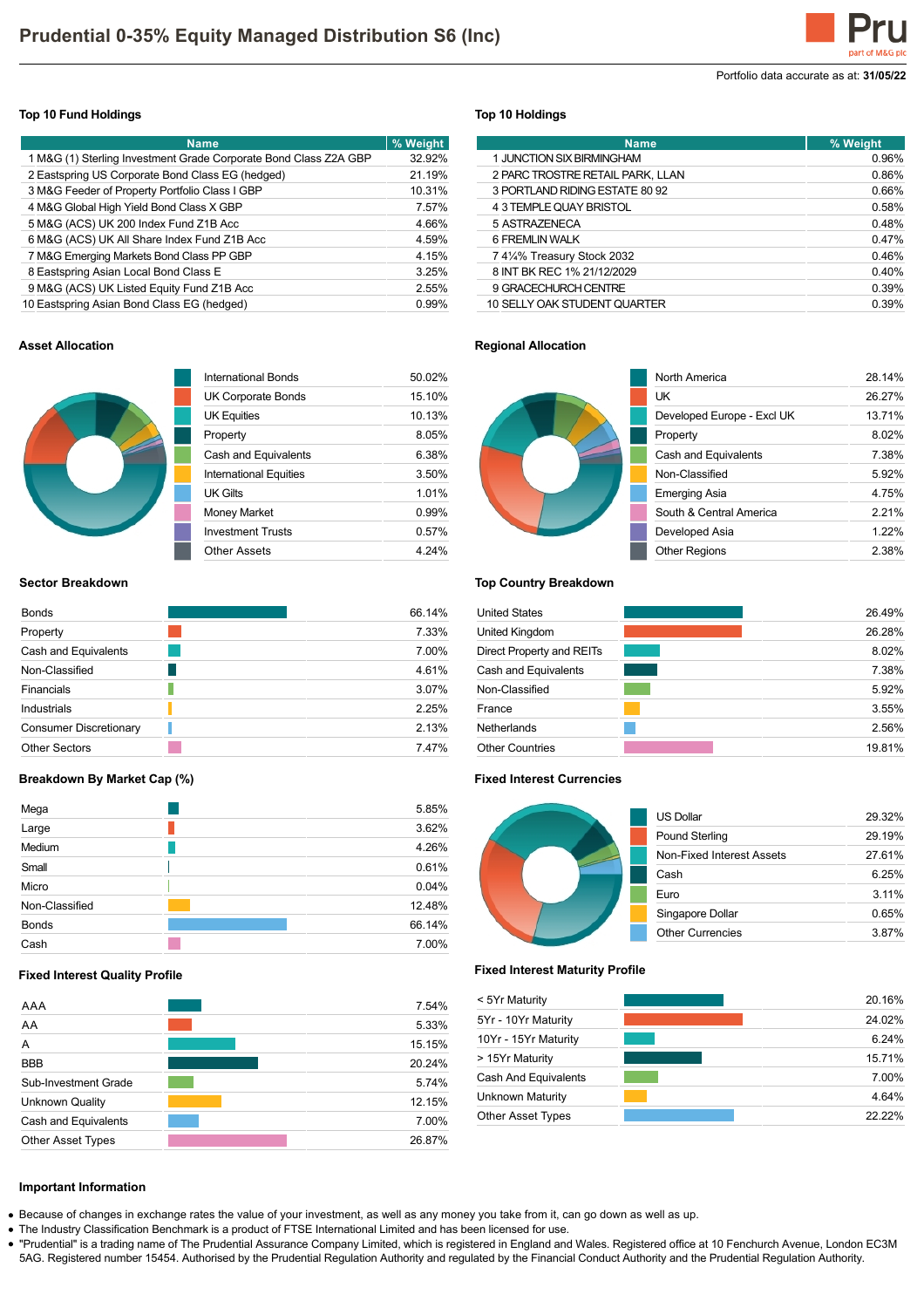# Prudential 0-35% Equity Managed Distribution S6 (Inc)

Portfolio data accurate as at: **31/05/22**

### Top 10 Fund Holdings

| Name | % Weight |
|---|---|
| 1 M&G (1) Sterling Investment Grade Corporate Bond Class Z2A GBP | 32.92% |
| 2 Eastspring US Corporate Bond Class EG (hedged) | 21.19% |
| 3 M&G Feeder of Property Portfolio Class I GBP | 10.31% |
| 4 M&G Global High Yield Bond Class X GBP | 7.57% |
| 5 M&G (ACS) UK 200 Index Fund Z1B Acc | 4.66% |
| 6 M&G (ACS) UK All Share Index Fund Z1B Acc | 4.59% |
| 7 M&G Emerging Markets Bond Class PP GBP | 4.15% |
| 8 Eastspring Asian Local Bond Class E | 3.25% |
| 9 M&G (ACS) UK Listed Equity Fund Z1B Acc | 2.55% |
| 10 Eastspring Asian Bond Class EG (hedged) | 0.99% |

### Top 10 Holdings

| Name | % Weight |
|---|---|
| 1 JUNCTION SIX BIRMINGHAM | 0.96% |
| 2 PARC TROSTRE RETAIL PARK, LLAN | 0.86% |
| 3 PORTLAND RIDING ESTATE 80 92 | 0.66% |
| 4 3 TEMPLE QUAY BRISTOL | 0.58% |
| 5 ASTRAZENECA | 0.48% |
| 6 FREMLIN WALK | 0.47% |
| 7 4¼% Treasury Stock 2032 | 0.46% |
| 8 INT BK REC 1% 21/12/2029 | 0.40% |
| 9 GRACECHURCH CENTRE | 0.39% |
| 10 SELLY OAK STUDENT QUARTER | 0.39% |

### Asset Allocation

International Bonds 50.02%
UK Corporate Bonds 15.10%
UK Equities 10.13%
Property 8.05%
Cash and Equivalents 6.38%
International Equities 3.50%
UK Gilts 1.01%
Money Market 0.99%
Investment Trusts 0.57%
Other Assets 4.24%

### Regional Allocation

North America 28.14%
UK 26.27%
Developed Europe - Excl UK 13.71%
Property 8.02%
Cash and Equivalents 7.38%
Non-Classified 5.92%
Emerging Asia 4.75%
South & Central America 2.21%
Developed Asia 1.22%
Other Regions 2.38%

### Sector Breakdown

Bonds 66.14%
Property 7.33%
Cash and Equivalents 7.00%
Non-Classified 4.61%
Financials 3.07%
Industrials 2.25%
Consumer Discretionary 2.13%
Other Sectors 7.47%

### Top Country Breakdown

United States 26.49%
United Kingdom 26.28%
Direct Property and REITs 8.02%
Cash and Equivalents 7.38%
Non-Classified 5.92%
France 3.55%
Netherlands 2.56%
Other Countries 19.81%

### Breakdown By Market Cap (%)

Mega 5.85%
Large 3.62%
Medium 4.26%
Small 0.61%
Micro 0.04%
Non-Classified 12.48%
Bonds 66.14%
Cash 7.00%

### Fixed Interest Currencies

US Dollar 29.32%
Pound Sterling 29.19%
Non-Fixed Interest Assets 27.61%
Cash 6.25%
Euro 3.11%
Singapore Dollar 0.65%
Other Currencies 3.87%

### Fixed Interest Quality Profile

AAA 7.54%
AA 5.33%
A 15.15%
BBB 20.24%
Sub-Investment Grade 5.74%
Unknown Quality 12.15%
Cash and Equivalents 7.00%
Other Asset Types 26.87%

### Fixed Interest Maturity Profile

< 5Yr Maturity 20.16%
5Yr - 10Yr Maturity 24.02%
10Yr - 15Yr Maturity 6.24%
> 15Yr Maturity 15.71%
Cash And Equivalents 7.00%
Unknown Maturity 4.64%
Other Asset Types 22.22%

### Important Information

- Because of changes in exchange rates the value of your investment, as well as any money you take from it, can go down as well as up.
- The Industry Classification Benchmark is a product of FTSE International Limited and has been licensed for use.
- "Prudential" is a trading name of The Prudential Assurance Company Limited, which is registered in England and Wales. Registered office at 10 Fenchurch Avenue, London EC3M 5AG. Registered number 15454. Authorised by the Prudential Regulation Authority and regulated by the Financial Conduct Authority and the Prudential Regulation Authority.